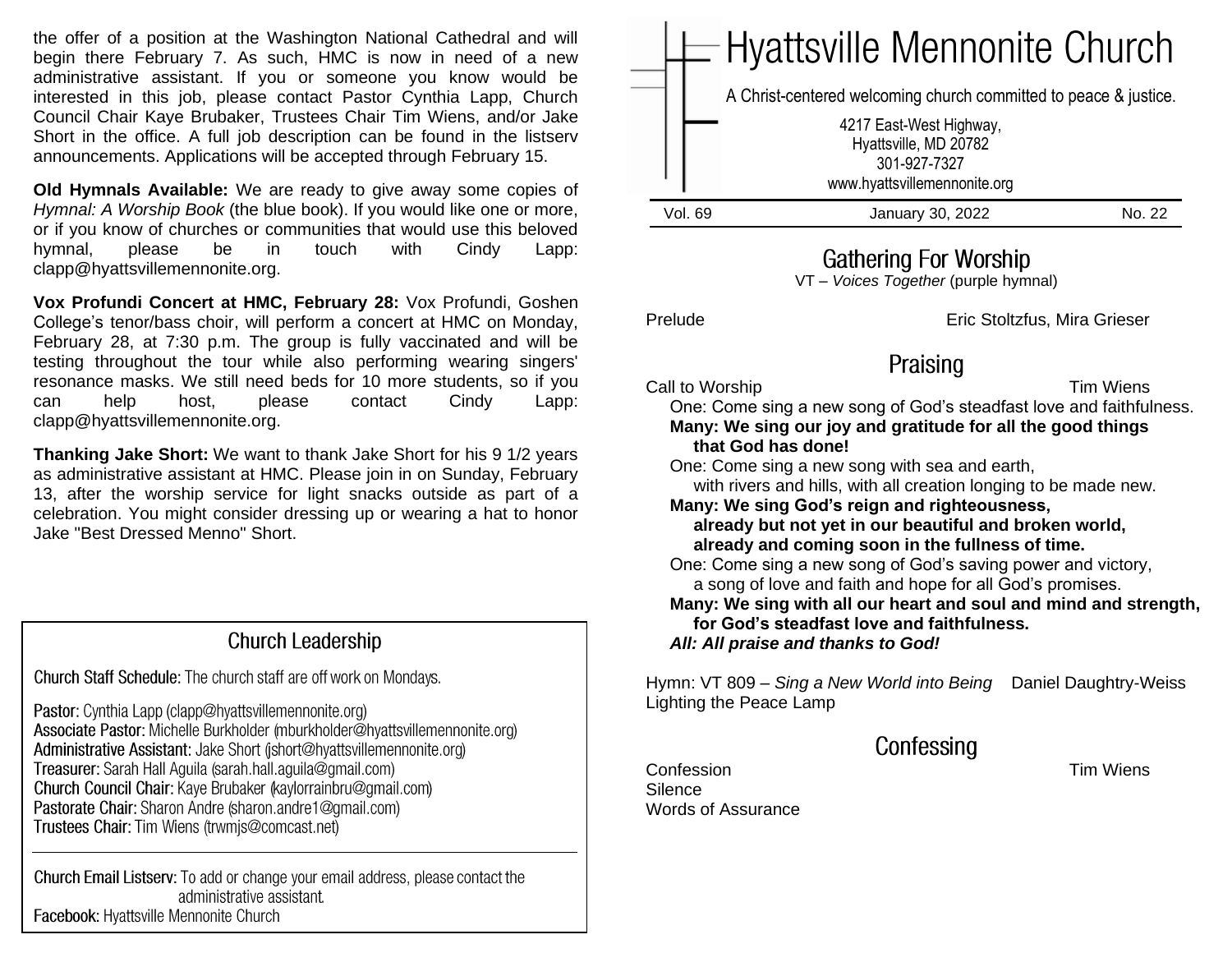the offer of a position at the Washington National Cathedral and will begin there February 7. As such, HMC is now in need of a new administrative assistant. If you or someone you know would be interested in this job, please contact Pastor Cynthia Lapp, Church Council Chair Kaye Brubaker, Trustees Chair Tim Wiens, and/or Jake Short in the office. A full job description can be found in the listserv announcements. Applications will be accepted through February 15.

**Old Hymnals Available:** We are ready to give away some copies of *Hymnal: A Worship Book* (the blue book). If you would like one or more, or if you know of churches or communities that would use this beloved hymnal, please be in touch with Cindy Lapp: clapp@hyattsvillemennonite.org.

**Vox Profundi Concert at HMC, February 28:** Vox Profundi, Goshen College's tenor/bass choir, will perform a concert at HMC on Monday, February 28, at 7:30 p.m. The group is fully vaccinated and will be testing throughout the tour while also performing wearing singers' resonance masks. We still need beds for 10 more students, so if you can help host, please contact Cindy Lapp: clapp@hyattsvillemennonite.org.

**Thanking Jake Short:** We want to thank Jake Short for his 9 1/2 years as administrative assistant at HMC. Please join in on Sunday, February 13, after the worship service for light snacks outside as part of a celebration. You might consider dressing up or wearing a hat to honor Jake "Best Dressed Menno" Short.

## Church Leadership

**Church Staff Schedule:** The church staff are off work on Mondays.

**Pastor:** Cynthia Lapp (clapp@hyattsvillemennonite.org)
**Associate Pastor:** Michelle Burkholder (mburkholder@hyattsvillemennonite.org)
**Administrative Assistant:** Jake Short (jshort@hyattsvillemennonite.org)
**Treasurer:** Sarah Hall Aguila (sarah.hall.aguila@gmail.com)
**Church Council Chair:** Kaye Brubaker (kaylorrainbru@gmail.com)
**Pastorate Chair:** Sharon Andre (sharon.andre1@gmail.com)
**Trustees Chair:** Tim Wiens (trwmjs@comcast.net)

---

**Church Email Listserv:** To add or change your email address, please contact the administrative assistant.
**Facebook:** Hyattsville Mennonite Church

# Hyattsville Mennonite Church

A Christ-centered welcoming church committed to peace & justice.

4217 East-West Highway,
Hyattsville, MD 20782
301-927-7327
www.hyattsvillemennonite.org

Vol. 69 | January 30, 2022 | No. 22

## Gathering For Worship

VT – *Voices Together* (purple hymnal)

Prelude — Eric Stoltzfus, Mira Grieser

## Praising

Call to Worship — Tim Wiens

One: Come sing a new song of God's steadfast love and faithfulness.
**Many: We sing our joy and gratitude for all the good things that God has done!**
One: Come sing a new song with sea and earth,
with rivers and hills, with all creation longing to be made new.
**Many: We sing God's reign and righteousness,
already but not yet in our beautiful and broken world,
already and coming soon in the fullness of time.**
One: Come sing a new song of God's saving power and victory,
a song of love and faith and hope for all God's promises.
**Many: We sing with all our heart and soul and mind and strength,
for God's steadfast love and faithfulness.**
***All: All praise and thanks to God!***

Hymn: VT 809 – *Sing a New World into Being* — Daniel Daughtry-Weiss
Lighting the Peace Lamp

## Confessing

Confession — Tim Wiens
Silence
Words of Assurance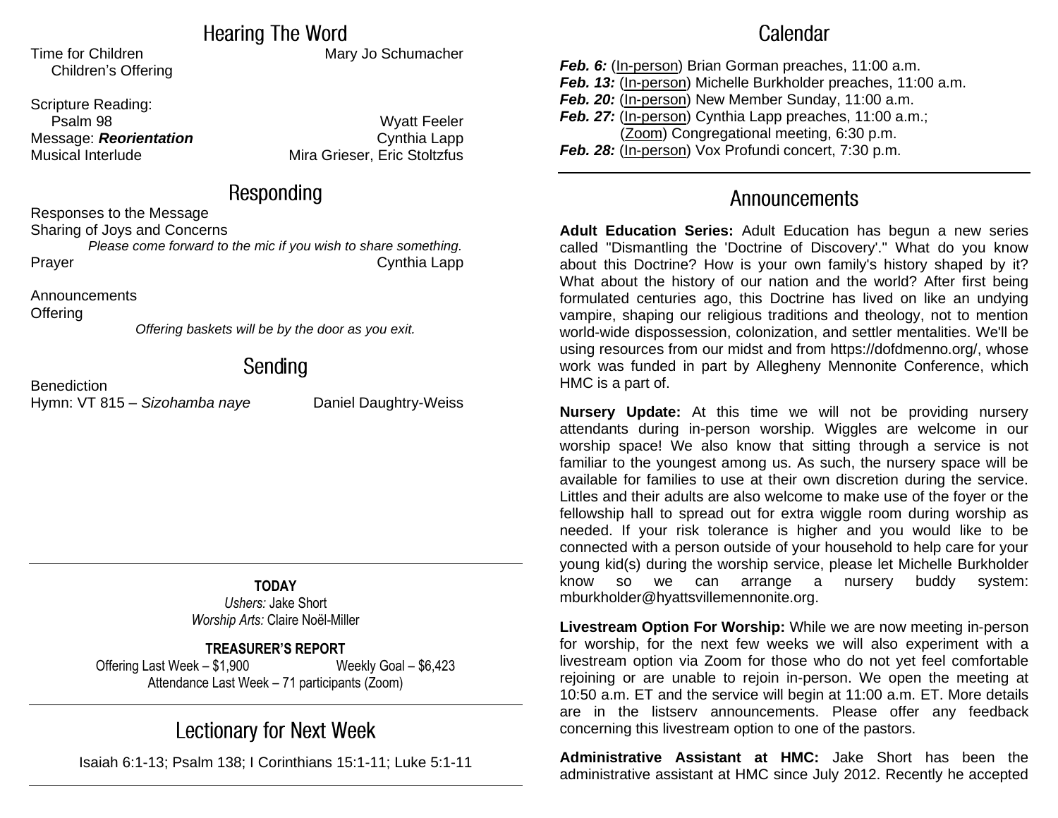## Hearing The Word

Time for Children — Mary Jo Schumacher
  Children's Offering

Scripture Reading:
  Psalm 98 — Wyatt Feeler
Message: ***Reorientation*** — Cynthia Lapp
Musical Interlude — Mira Grieser, Eric Stoltzfus

## Responding

Responses to the Message
Sharing of Joys and Concerns
  *Please come forward to the mic if you wish to share something.*
Prayer — Cynthia Lapp

Announcements
Offering
  *Offering baskets will be by the door as you exit.*

## Sending

Benediction
Hymn: VT 815 – *Sizohamba naye* — Daniel Daughtry-Weiss

---

**TODAY**

*Ushers:* Jake Short
*Worship Arts:* Claire Noël-Miller

**TREASURER'S REPORT**

Offering Last Week – $1,900    Weekly Goal – $6,423
Attendance Last Week – 71 participants (Zoom)

---

## Lectionary for Next Week

Isaiah 6:1-13; Psalm 138; I Corinthians 15:1-11; Luke 5:1-11

---

## Calendar

***Feb. 6:*** (In-person) Brian Gorman preaches, 11:00 a.m.
***Feb. 13:*** (In-person) Michelle Burkholder preaches, 11:00 a.m.
***Feb. 20:*** (In-person) New Member Sunday, 11:00 a.m.
***Feb. 27:*** (In-person) Cynthia Lapp preaches, 11:00 a.m.;
  (Zoom) Congregational meeting, 6:30 p.m.
***Feb. 28:*** (In-person) Vox Profundi concert, 7:30 p.m.

---

## Announcements

**Adult Education Series:** Adult Education has begun a new series called "Dismantling the 'Doctrine of Discovery'." What do you know about this Doctrine? How is your own family's history shaped by it? What about the history of our nation and the world? After first being formulated centuries ago, this Doctrine has lived on like an undying vampire, shaping our religious traditions and theology, not to mention world-wide dispossession, colonization, and settler mentalities. We'll be using resources from our midst and from https://dofdmenno.org/, whose work was funded in part by Allegheny Mennonite Conference, which HMC is a part of.

**Nursery Update:** At this time we will not be providing nursery attendants during in-person worship. Wiggles are welcome in our worship space! We also know that sitting through a service is not familiar to the youngest among us. As such, the nursery space will be available for families to use at their own discretion during the service. Littles and their adults are also welcome to make use of the foyer or the fellowship hall to spread out for extra wiggle room during worship as needed. If your risk tolerance is higher and you would like to be connected with a person outside of your household to help care for your young kid(s) during the worship service, please let Michelle Burkholder know so we can arrange a nursery buddy system: mburkholder@hyattsvillemennonite.org.

**Livestream Option For Worship:** While we are now meeting in-person for worship, for the next few weeks we will also experiment with a livestream option via Zoom for those who do not yet feel comfortable rejoining or are unable to rejoin in-person. We open the meeting at 10:50 a.m. ET and the service will begin at 11:00 a.m. ET. More details are in the listserv announcements. Please offer any feedback concerning this livestream option to one of the pastors.

**Administrative Assistant at HMC:** Jake Short has been the administrative assistant at HMC since July 2012. Recently he accepted